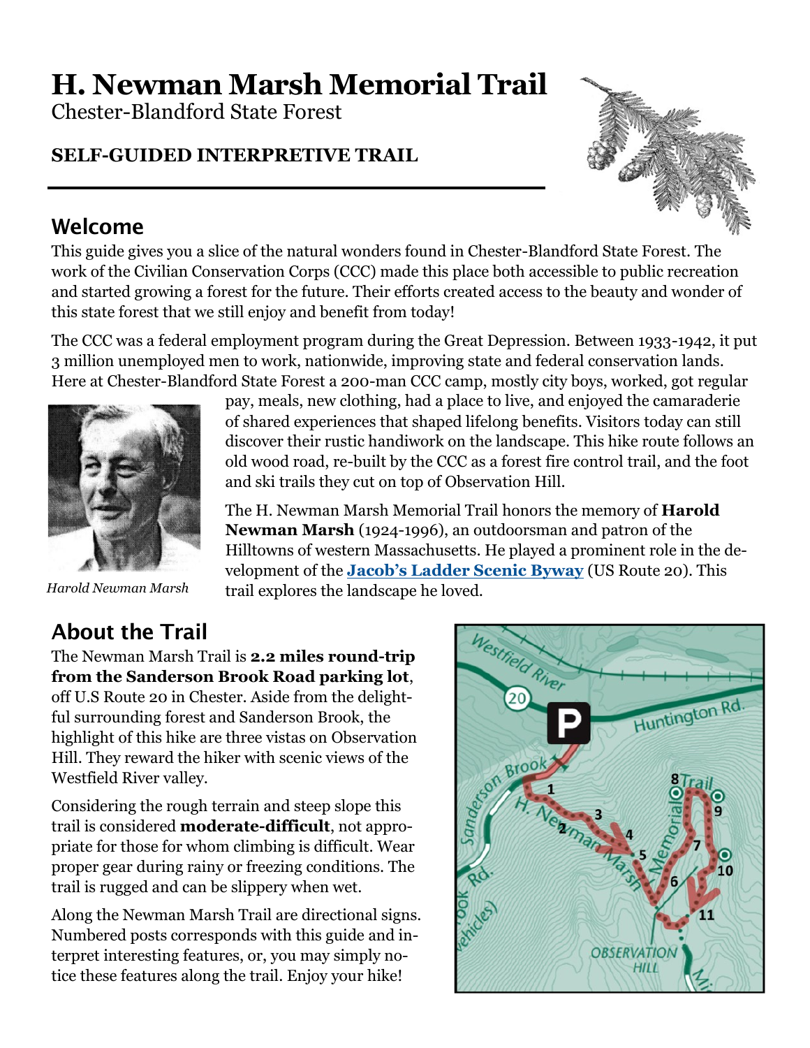# H. Newman Marsh Memorial Trail

Chester-Blandford State Forest

**SELF-GUIDED INTERPRETIVE TRAIL**

## Welcome

This guide gives you a slice of the natural wonders found in Chester-Blandford State Forest. The work of the Civilian Conservation Corps (CCC) made this place both accessible to public recreation and started growing a forest for the future. Their efforts created access to the beauty and wonder of this state forest that we still enjoy and benefit from today!

The CCC was a federal employment program during the Great Depression. Between 1933-1942, it put 3 million unemployed men to work, nationwide, improving state and federal conservation lands. Here at Chester-Blandford State Forest a 200-man CCC camp, mostly city boys, worked, got regular pay, meals, new clothing, had a place to live, and enjoyed the camaraderie of shared experiences that shaped lifelong benefits. Visitors today can still discover their rustic handiwork on the landscape. This hike route follows an old wood road, re-built by the CCC as a forest fire control trail, and the foot and ski trails they cut on top of Observation Hill.

*Harold Newman Marsh*

The H. Newman Marsh Memorial Trail honors the memory of **Harold Newman Marsh** (1924-1996), an outdoorsman and patron of the Hilltowns of western Massachusetts. He played a prominent role in the development of the **Jacob's Ladder Scenic Byway** (US Route 20). This trail explores the landscape he loved.

## About the Trail

The Newman Marsh Trail is **2.2 miles round-trip from the Sanderson Brook Road parking lot**, off U.S Route 20 in Chester. Aside from the delightful surrounding forest and Sanderson Brook, the highlight of this hike are three vistas on Observation Hill. They reward the hiker with scenic views of the Westfield River valley.

Considering the rough terrain and steep slope this trail is considered **moderate-difficult**, not appropriate for those for whom climbing is difficult. Wear proper gear during rainy or freezing conditions. The trail is rugged and can be slippery when wet.

Along the Newman Marsh Trail are directional signs. Numbered posts corresponds with this guide and interpret interesting features, or, you may simply notice these features along the trail. Enjoy your hike!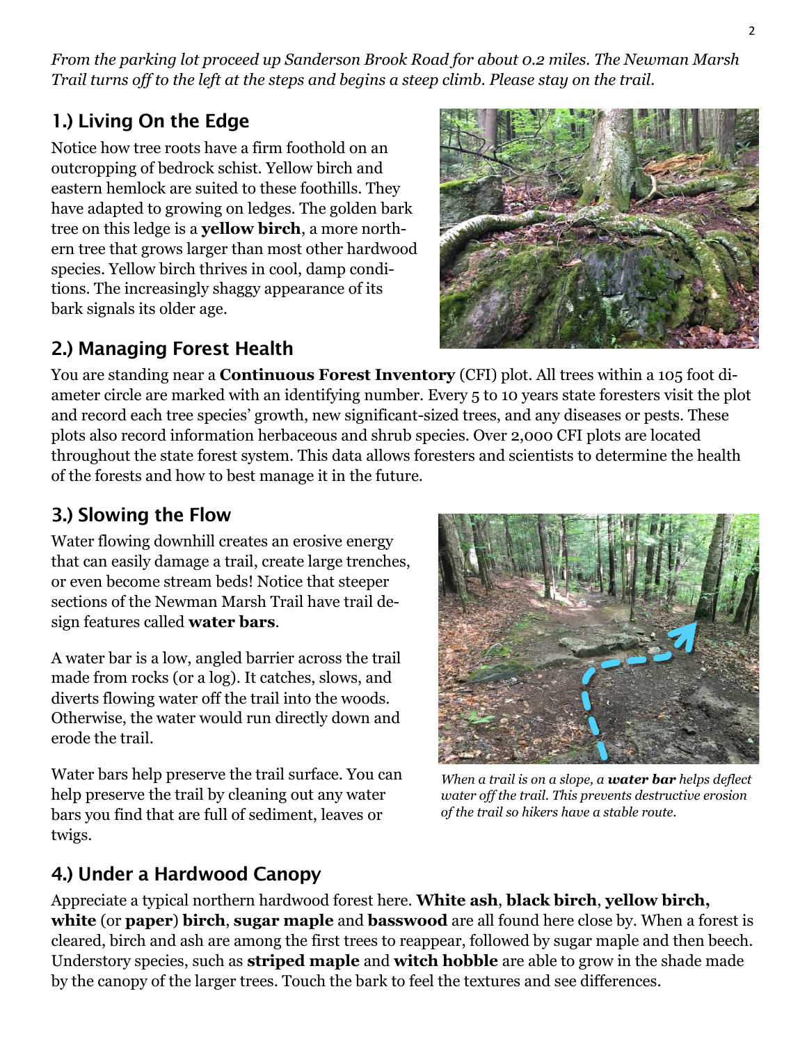*From the parking lot proceed up Sanderson Brook Road for about 0.2 miles. The Newman Marsh Trail turns off to the left at the steps and begins a steep climb. Please stay on the trail.*

## 1.) Living On the Edge

Notice how tree roots have a firm foothold on an outcropping of bedrock schist. Yellow birch and eastern hemlock are suited to these foothills. They have adapted to growing on ledges. The golden bark tree on this ledge is a **yellow birch**, a more northern tree that grows larger than most other hardwood species. Yellow birch thrives in cool, damp conditions. The increasingly shaggy appearance of its bark signals its older age.

## 2.) Managing Forest Health

You are standing near a **Continuous Forest Inventory** (CFI) plot. All trees within a 105 foot diameter circle are marked with an identifying number. Every 5 to 10 years state foresters visit the plot and record each tree species' growth, new significant-sized trees, and any diseases or pests. These plots also record information herbaceous and shrub species. Over 2,000 CFI plots are located throughout the state forest system. This data allows foresters and scientists to determine the health of the forests and how to best manage it in the future.

## 3.) Slowing the Flow

Water flowing downhill creates an erosive energy that can easily damage a trail, create large trenches, or even become stream beds! Notice that steeper sections of the Newman Marsh Trail have trail design features called **water bars**.

A water bar is a low, angled barrier across the trail made from rocks (or a log). It catches, slows, and diverts flowing water off the trail into the woods. Otherwise, the water would run directly down and erode the trail.

Water bars help preserve the trail surface. You can help preserve the trail by cleaning out any water bars you find that are full of sediment, leaves or twigs.

*When a trail is on a slope, a* ***water bar*** *helps deflect water off the trail. This prevents destructive erosion of the trail so hikers have a stable route.*

## 4.) Under a Hardwood Canopy

Appreciate a typical northern hardwood forest here. **White ash**, **black birch**, **yellow birch, white** (or **paper**) **birch**, **sugar maple** and **basswood** are all found here close by. When a forest is cleared, birch and ash are among the first trees to reappear, followed by sugar maple and then beech. Understory species, such as **striped maple** and **witch hobble** are able to grow in the shade made by the canopy of the larger trees. Touch the bark to feel the textures and see differences.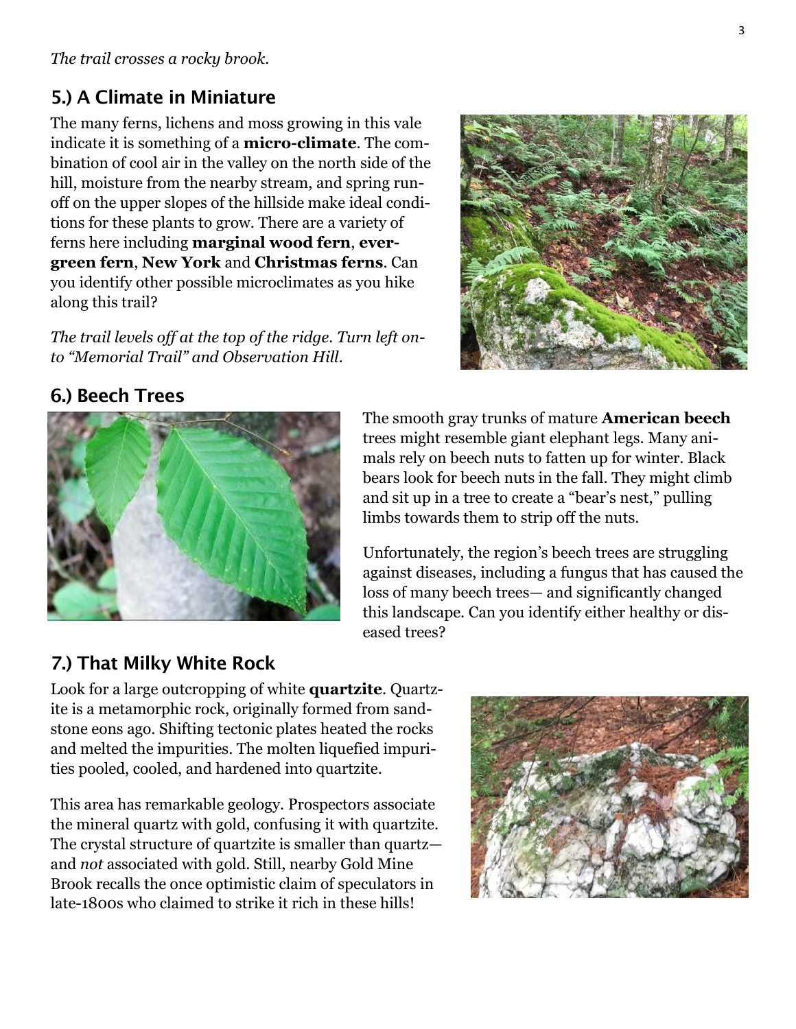*The trail crosses a rocky brook.*

## 5.) A Climate in Miniature

The many ferns, lichens and moss growing in this vale indicate it is something of a **micro-climate**. The combination of cool air in the valley on the north side of the hill, moisture from the nearby stream, and spring run-off on the upper slopes of the hillside make ideal conditions for these plants to grow. There are a variety of ferns here including **marginal wood fern**, **evergreen fern**, **New York** and **Christmas ferns**. Can you identify other possible microclimates as you hike along this trail?

*The trail levels off at the top of the ridge. Turn left onto "Memorial Trail" and Observation Hill.*

## 6.) Beech Trees

The smooth gray trunks of mature **American beech** trees might resemble giant elephant legs. Many animals rely on beech nuts to fatten up for winter. Black bears look for beech nuts in the fall. They might climb and sit up in a tree to create a "bear's nest," pulling limbs towards them to strip off the nuts.

Unfortunately, the region's beech trees are struggling against diseases, including a fungus that has caused the loss of many beech trees— and significantly changed this landscape. Can you identify either healthy or diseased trees?

## 7.) That Milky White Rock

Look for a large outcropping of white **quartzite**. Quartzite is a metamorphic rock, originally formed from sandstone eons ago. Shifting tectonic plates heated the rocks and melted the impurities. The molten liquefied impurities pooled, cooled, and hardened into quartzite.

This area has remarkable geology. Prospectors associate the mineral quartz with gold, confusing it with quartzite. The crystal structure of quartzite is smaller than quartz— and *not* associated with gold. Still, nearby Gold Mine Brook recalls the once optimistic claim of speculators in late-1800s who claimed to strike it rich in these hills!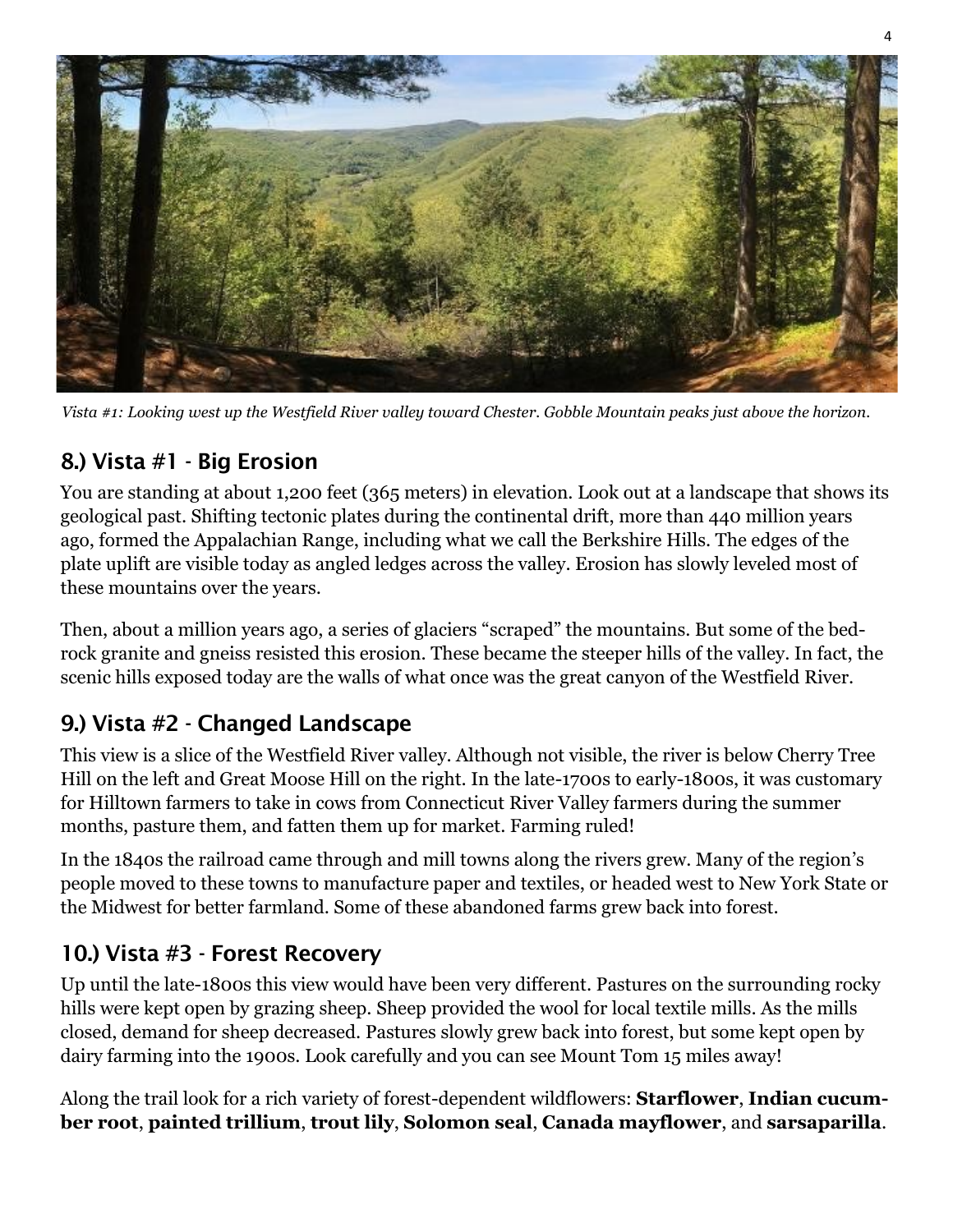*Vista #1: Looking west up the Westfield River valley toward Chester. Gobble Mountain peaks just above the horizon.*

## 8.) Vista #1 - Big Erosion

You are standing at about 1,200 feet (365 meters) in elevation. Look out at a landscape that shows its geological past. Shifting tectonic plates during the continental drift, more than 440 million years ago, formed the Appalachian Range, including what we call the Berkshire Hills. The edges of the plate uplift are visible today as angled ledges across the valley. Erosion has slowly leveled most of these mountains over the years.

Then, about a million years ago, a series of glaciers "scraped" the mountains. But some of the bedrock granite and gneiss resisted this erosion. These became the steeper hills of the valley. In fact, the scenic hills exposed today are the walls of what once was the great canyon of the Westfield River.

## 9.) Vista #2 - Changed Landscape

This view is a slice of the Westfield River valley. Although not visible, the river is below Cherry Tree Hill on the left and Great Moose Hill on the right. In the late-1700s to early-1800s, it was customary for Hilltown farmers to take in cows from Connecticut River Valley farmers during the summer months, pasture them, and fatten them up for market. Farming ruled!

In the 1840s the railroad came through and mill towns along the rivers grew. Many of the region's people moved to these towns to manufacture paper and textiles, or headed west to New York State or the Midwest for better farmland. Some of these abandoned farms grew back into forest.

## 10.) Vista #3 - Forest Recovery

Up until the late-1800s this view would have been very different. Pastures on the surrounding rocky hills were kept open by grazing sheep. Sheep provided the wool for local textile mills. As the mills closed, demand for sheep decreased. Pastures slowly grew back into forest, but some kept open by dairy farming into the 1900s. Look carefully and you can see Mount Tom 15 miles away!

Along the trail look for a rich variety of forest-dependent wildflowers: **Starflower**, **Indian cucumber root**, **painted trillium**, **trout lily**, **Solomon seal**, **Canada mayflower**, and **sarsaparilla**.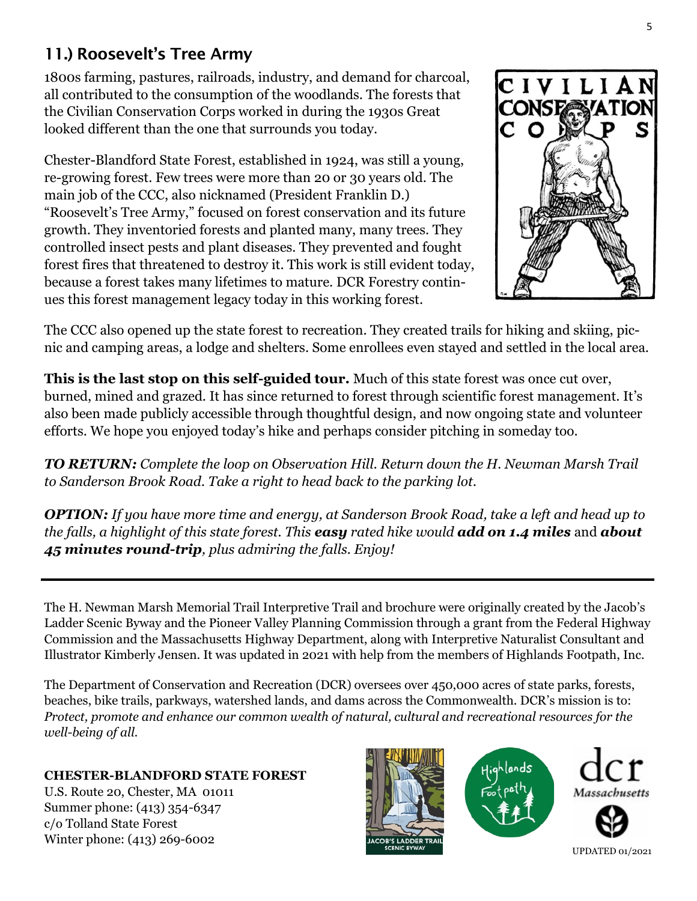## 11.) Roosevelt's Tree Army

1800s farming, pastures, railroads, industry, and demand for charcoal, all contributed to the consumption of the woodlands. The forests that the Civilian Conservation Corps worked in during the 1930s Great looked different than the one that surrounds you today.

Chester-Blandford State Forest, established in 1924, was still a young, re-growing forest. Few trees were more than 20 or 30 years old. The main job of the CCC, also nicknamed (President Franklin D.) "Roosevelt's Tree Army," focused on forest conservation and its future growth. They inventoried forests and planted many, many trees. They controlled insect pests and plant diseases. They prevented and fought forest fires that threatened to destroy it. This work is still evident today, because a forest takes many lifetimes to mature. DCR Forestry continues this forest management legacy today in this working forest.

The CCC also opened up the state forest to recreation. They created trails for hiking and skiing, picnic and camping areas, a lodge and shelters. Some enrollees even stayed and settled in the local area.

**This is the last stop on this self-guided tour.** Much of this state forest was once cut over, burned, mined and grazed. It has since returned to forest through scientific forest management. It's also been made publicly accessible through thoughtful design, and now ongoing state and volunteer efforts. We hope you enjoyed today's hike and perhaps consider pitching in someday too.

***TO RETURN:*** *Complete the loop on Observation Hill. Return down the H. Newman Marsh Trail to Sanderson Brook Road. Take a right to head back to the parking lot.*

***OPTION:*** *If you have more time and energy, at Sanderson Brook Road, take a left and head up to the falls, a highlight of this state forest. This* ***easy*** *rated hike would* ***add on 1.4 miles*** *and* ***about 45 minutes round-trip****, plus admiring the falls. Enjoy!*

---

The H. Newman Marsh Memorial Trail Interpretive Trail and brochure were originally created by the Jacob's Ladder Scenic Byway and the Pioneer Valley Planning Commission through a grant from the Federal Highway Commission and the Massachusetts Highway Department, along with Interpretive Naturalist Consultant and Illustrator Kimberly Jensen. It was updated in 2021 with help from the members of Highlands Footpath, Inc.

The Department of Conservation and Recreation (DCR) oversees over 450,000 acres of state parks, forests, beaches, bike trails, parkways, watershed lands, and dams across the Commonwealth. DCR's mission is to: *Protect, promote and enhance our common wealth of natural, cultural and recreational resources for the well-being of all.*

**CHESTER-BLANDFORD STATE FOREST**
U.S. Route 20, Chester, MA 01011
Summer phone: (413) 354-6347
c/o Tolland State Forest
Winter phone: (413) 269-6002

UPDATED 01/2021